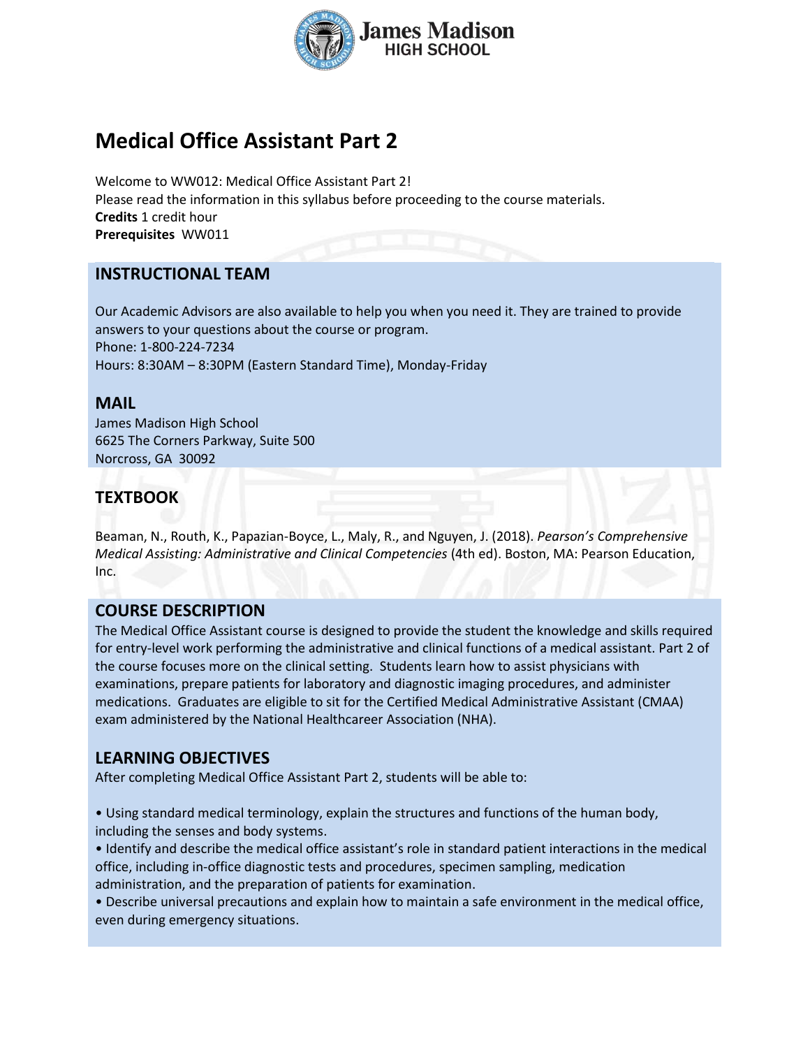# Medical Office Assistant Part 2

Welcome to WW012: Medical Office Assistant Part 2!
Please read the information in this syllabus before proceeding to the course materials.
**Credits** 1 credit hour
**Prerequisites** WW011

## INSTRUCTIONAL TEAM

Our Academic Advisors are also available to help you when you need it. They are trained to provide answers to your questions about the course or program.
Phone: 1-800-224-7234
Hours: 8:30AM – 8:30PM (Eastern Standard Time), Monday-Friday

## MAIL

James Madison High School
6625 The Corners Parkway, Suite 500
Norcross, GA 30092

## TEXTBOOK

Beaman, N., Routh, K., Papazian-Boyce, L., Maly, R., and Nguyen, J. (2018). *Pearson's Comprehensive Medical Assisting: Administrative and Clinical Competencies* (4th ed). Boston, MA: Pearson Education, Inc.

## COURSE DESCRIPTION

The Medical Office Assistant course is designed to provide the student the knowledge and skills required for entry-level work performing the administrative and clinical functions of a medical assistant. Part 2 of the course focuses more on the clinical setting. Students learn how to assist physicians with examinations, prepare patients for laboratory and diagnostic imaging procedures, and administer medications. Graduates are eligible to sit for the Certified Medical Administrative Assistant (CMAA) exam administered by the National Healthcareer Association (NHA).

## LEARNING OBJECTIVES

After completing Medical Office Assistant Part 2, students will be able to:

- Using standard medical terminology, explain the structures and functions of the human body, including the senses and body systems.
- Identify and describe the medical office assistant's role in standard patient interactions in the medical office, including in-office diagnostic tests and procedures, specimen sampling, medication administration, and the preparation of patients for examination.
- Describe universal precautions and explain how to maintain a safe environment in the medical office, even during emergency situations.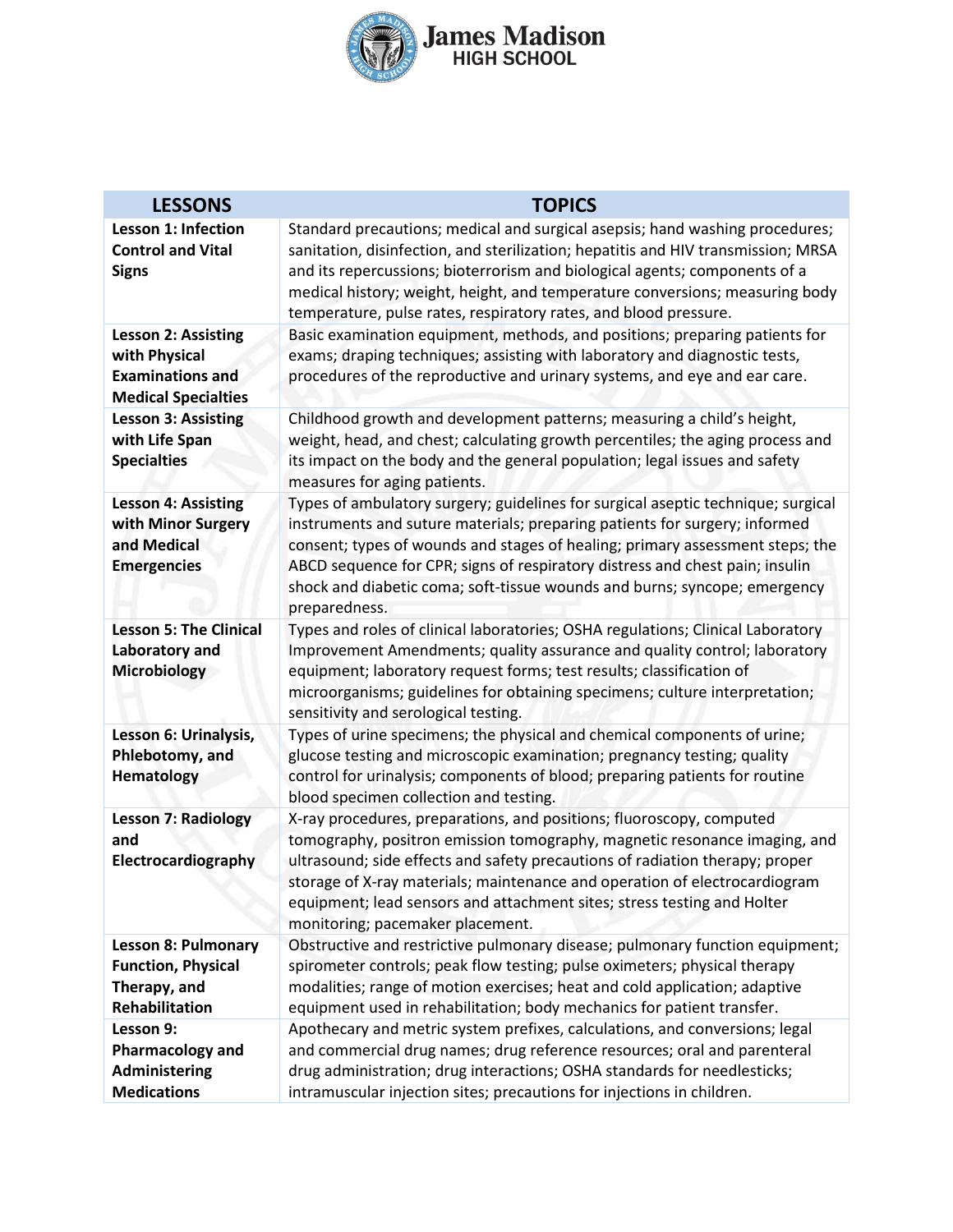| LESSONS | TOPICS |
|---|---|
| **Lesson 1: Infection Control and Vital Signs** | Standard precautions; medical and surgical asepsis; hand washing procedures; sanitation, disinfection, and sterilization; hepatitis and HIV transmission; MRSA and its repercussions; bioterrorism and biological agents; components of a medical history; weight, height, and temperature conversions; measuring body temperature, pulse rates, respiratory rates, and blood pressure. |
| **Lesson 2: Assisting with Physical Examinations and Medical Specialties** | Basic examination equipment, methods, and positions; preparing patients for exams; draping techniques; assisting with laboratory and diagnostic tests, procedures of the reproductive and urinary systems, and eye and ear care. |
| **Lesson 3: Assisting with Life Span Specialties** | Childhood growth and development patterns; measuring a child's height, weight, head, and chest; calculating growth percentiles; the aging process and its impact on the body and the general population; legal issues and safety measures for aging patients. |
| **Lesson 4: Assisting with Minor Surgery and Medical Emergencies** | Types of ambulatory surgery; guidelines for surgical aseptic technique; surgical instruments and suture materials; preparing patients for surgery; informed consent; types of wounds and stages of healing; primary assessment steps; the ABCD sequence for CPR; signs of respiratory distress and chest pain; insulin shock and diabetic coma; soft-tissue wounds and burns; syncope; emergency preparedness. |
| **Lesson 5: The Clinical Laboratory and Microbiology** | Types and roles of clinical laboratories; OSHA regulations; Clinical Laboratory Improvement Amendments; quality assurance and quality control; laboratory equipment; laboratory request forms; test results; classification of microorganisms; guidelines for obtaining specimens; culture interpretation; sensitivity and serological testing. |
| **Lesson 6: Urinalysis, Phlebotomy, and Hematology** | Types of urine specimens; the physical and chemical components of urine; glucose testing and microscopic examination; pregnancy testing; quality control for urinalysis; components of blood; preparing patients for routine blood specimen collection and testing. |
| **Lesson 7: Radiology and Electrocardiography** | X-ray procedures, preparations, and positions; fluoroscopy, computed tomography, positron emission tomography, magnetic resonance imaging, and ultrasound; side effects and safety precautions of radiation therapy; proper storage of X-ray materials; maintenance and operation of electrocardiogram equipment; lead sensors and attachment sites; stress testing and Holter monitoring; pacemaker placement. |
| **Lesson 8: Pulmonary Function, Physical Therapy, and Rehabilitation** | Obstructive and restrictive pulmonary disease; pulmonary function equipment; spirometer controls; peak flow testing; pulse oximeters; physical therapy modalities; range of motion exercises; heat and cold application; adaptive equipment used in rehabilitation; body mechanics for patient transfer. |
| **Lesson 9: Pharmacology and Administering Medications** | Apothecary and metric system prefixes, calculations, and conversions; legal and commercial drug names; drug reference resources; oral and parenteral drug administration; drug interactions; OSHA standards for needlesticks; intramuscular injection sites; precautions for injections in children. |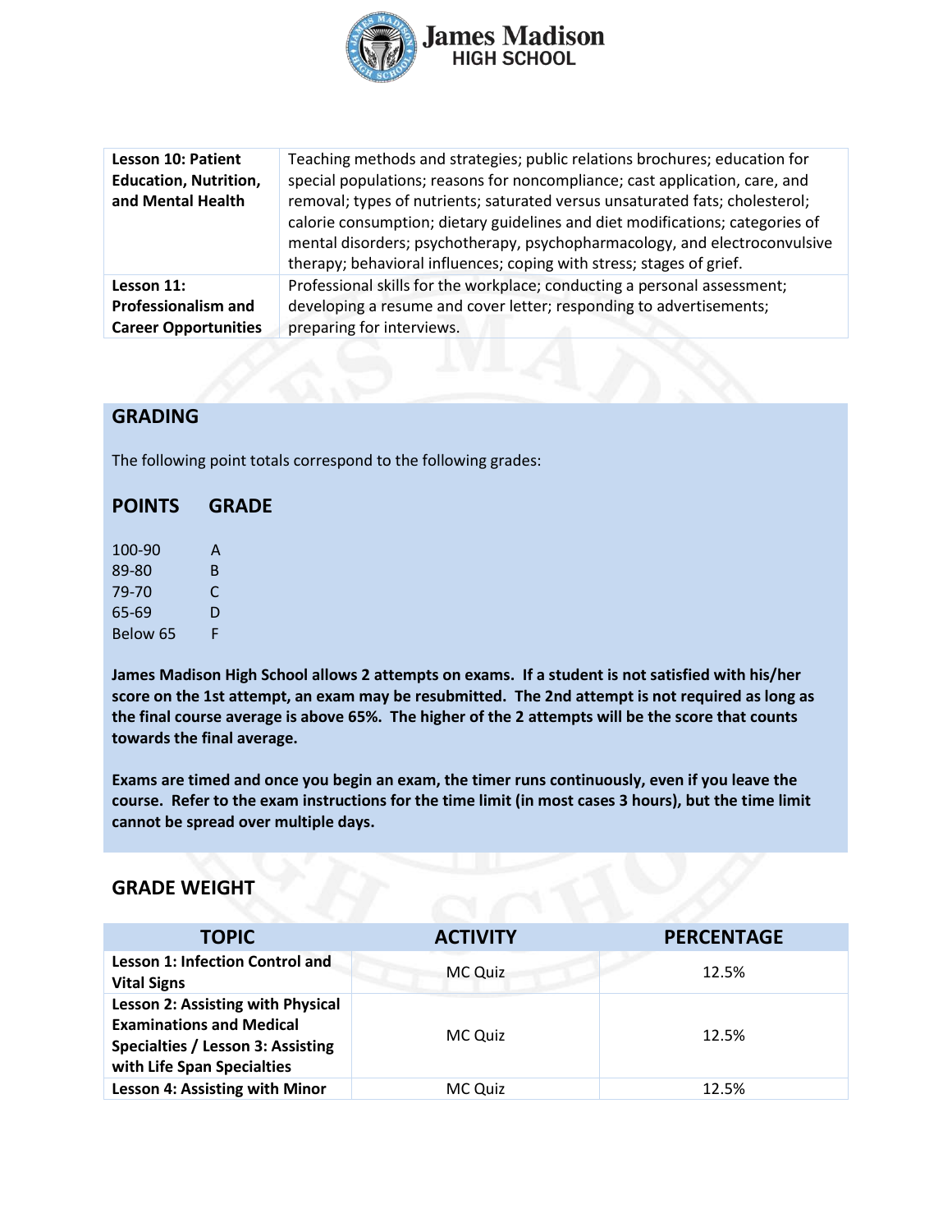| | |
|---|---|
| **Lesson 10: Patient Education, Nutrition, and Mental Health** | Teaching methods and strategies; public relations brochures; education for special populations; reasons for noncompliance; cast application, care, and removal; types of nutrients; saturated versus unsaturated fats; cholesterol; calorie consumption; dietary guidelines and diet modifications; categories of mental disorders; psychotherapy, psychopharmacology, and electroconvulsive therapy; behavioral influences; coping with stress; stages of grief. |
| **Lesson 11: Professionalism and Career Opportunities** | Professional skills for the workplace; conducting a personal assessment; developing a resume and cover letter; responding to advertisements; preparing for interviews. |

## GRADING

The following point totals correspond to the following grades:

| POINTS | GRADE |
|---|---|
| 100-90 | A |
| 89-80 | B |
| 79-70 | C |
| 65-69 | D |
| Below 65 | F |

**James Madison High School allows 2 attempts on exams. If a student is not satisfied with his/her score on the 1st attempt, an exam may be resubmitted. The 2nd attempt is not required as long as the final course average is above 65%. The higher of the 2 attempts will be the score that counts towards the final average.**

**Exams are timed and once you begin an exam, the timer runs continuously, even if you leave the course. Refer to the exam instructions for the time limit (in most cases 3 hours), but the time limit cannot be spread over multiple days.**

## GRADE WEIGHT

| TOPIC | ACTIVITY | PERCENTAGE |
|---|---|---|
| **Lesson 1: Infection Control and Vital Signs** | MC Quiz | 12.5% |
| **Lesson 2: Assisting with Physical Examinations and Medical Specialties / Lesson 3: Assisting with Life Span Specialties** | MC Quiz | 12.5% |
| **Lesson 4: Assisting with Minor** | MC Quiz | 12.5% |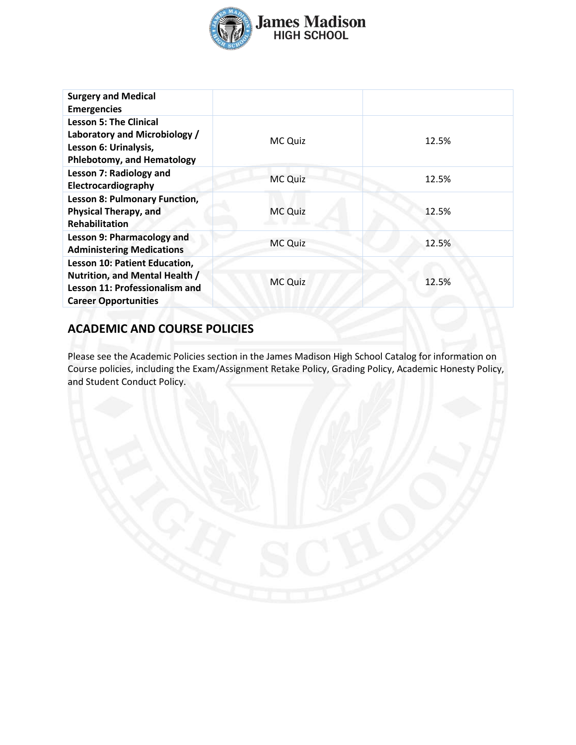| | | |
|---|---|---|
| **Surgery and Medical Emergencies** | | |
| **Lesson 5: The Clinical Laboratory and Microbiology / Lesson 6: Urinalysis, Phlebotomy, and Hematology** | MC Quiz | 12.5% |
| **Lesson 7: Radiology and Electrocardiography** | MC Quiz | 12.5% |
| **Lesson 8: Pulmonary Function, Physical Therapy, and Rehabilitation** | MC Quiz | 12.5% |
| **Lesson 9: Pharmacology and Administering Medications** | MC Quiz | 12.5% |
| **Lesson 10: Patient Education, Nutrition, and Mental Health / Lesson 11: Professionalism and Career Opportunities** | MC Quiz | 12.5% |

## ACADEMIC AND COURSE POLICIES

Please see the Academic Policies section in the James Madison High School Catalog for information on Course policies, including the Exam/Assignment Retake Policy, Grading Policy, Academic Honesty Policy, and Student Conduct Policy.